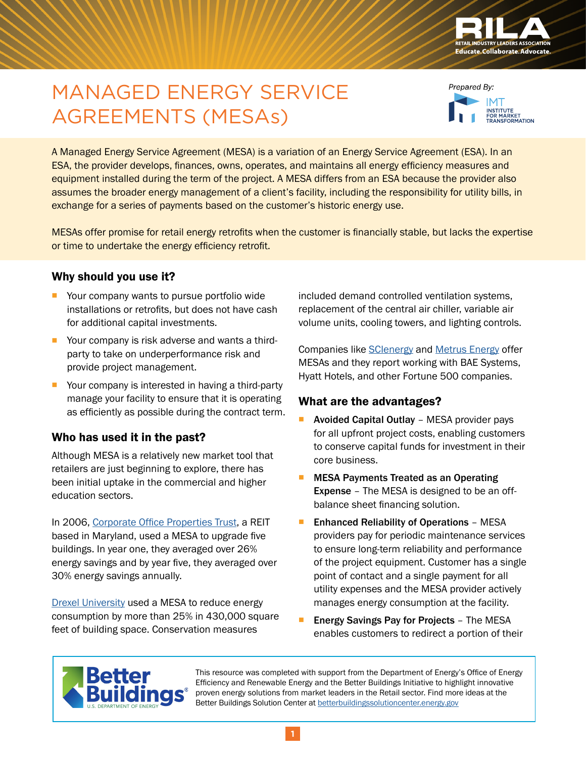# MANAGED ENERGY SERVICE AGREEMENTS (MESAs)

*Prepared By:* IMT Institute for Market Transformation

A Managed Energy Service Agreement (MESA) is a variation of an Energy Service Agreement (ESA). In an ESA, the provider develops, finances, owns, operates, and maintains all energy efficiency measures and equipment installed during the term of the project. A MESA differs from an ESA because the provider also assumes the broader energy management of a client's facility, including the responsibility for utility bills, in exchange for a series of payments based on the customer's historic energy use.

MESAs offer promise for retail energy retrofits when the customer is financially stable, but lacks the expertise or time to undertake the energy efficiency retrofit.

## Why should you use it?

- Your company wants to pursue portfolio wide installations or retrofits, but does not have cash for additional capital investments.
- Your company is risk adverse and wants a third-party to take on underperformance risk and provide project management.
- Your company is interested in having a third-party manage your facility to ensure that it is operating as efficiently as possible during the contract term.

## Who has used it in the past?

Although MESA is a relatively new market tool that retailers are just beginning to explore, there has been initial uptake in the commercial and higher education sectors.

In 2006, Corporate Office Properties Trust, a REIT based in Maryland, used a MESA to upgrade five buildings. In year one, they averaged over 26% energy savings and by year five, they averaged over 30% energy savings annually.

Drexel University used a MESA to reduce energy consumption by more than 25% in 430,000 square feet of building space. Conservation measures included demand controlled ventilation systems, replacement of the central air chiller, variable air volume units, cooling towers, and lighting controls.

Companies like SCIenergy and Metrus Energy offer MESAs and they report working with BAE Systems, Hyatt Hotels, and other Fortune 500 companies.

## What are the advantages?

- **Avoided Capital Outlay** – MESA provider pays for all upfront project costs, enabling customers to conserve capital funds for investment in their core business.
- **MESA Payments Treated as an Operating Expense** – The MESA is designed to be an off-balance sheet financing solution.
- **Enhanced Reliability of Operations** – MESA providers pay for periodic maintenance services to ensure long-term reliability and performance of the project equipment. Customer has a single point of contact and a single payment for all utility expenses and the MESA provider actively manages energy consumption at the facility.
- **Energy Savings Pay for Projects** – The MESA enables customers to redirect a portion of their

This resource was completed with support from the Department of Energy's Office of Energy Efficiency and Renewable Energy and the Better Buildings Initiative to highlight innovative proven energy solutions from market leaders in the Retail sector. Find more ideas at the Better Buildings Solution Center at betterbuildingssolutioncenter.energy.gov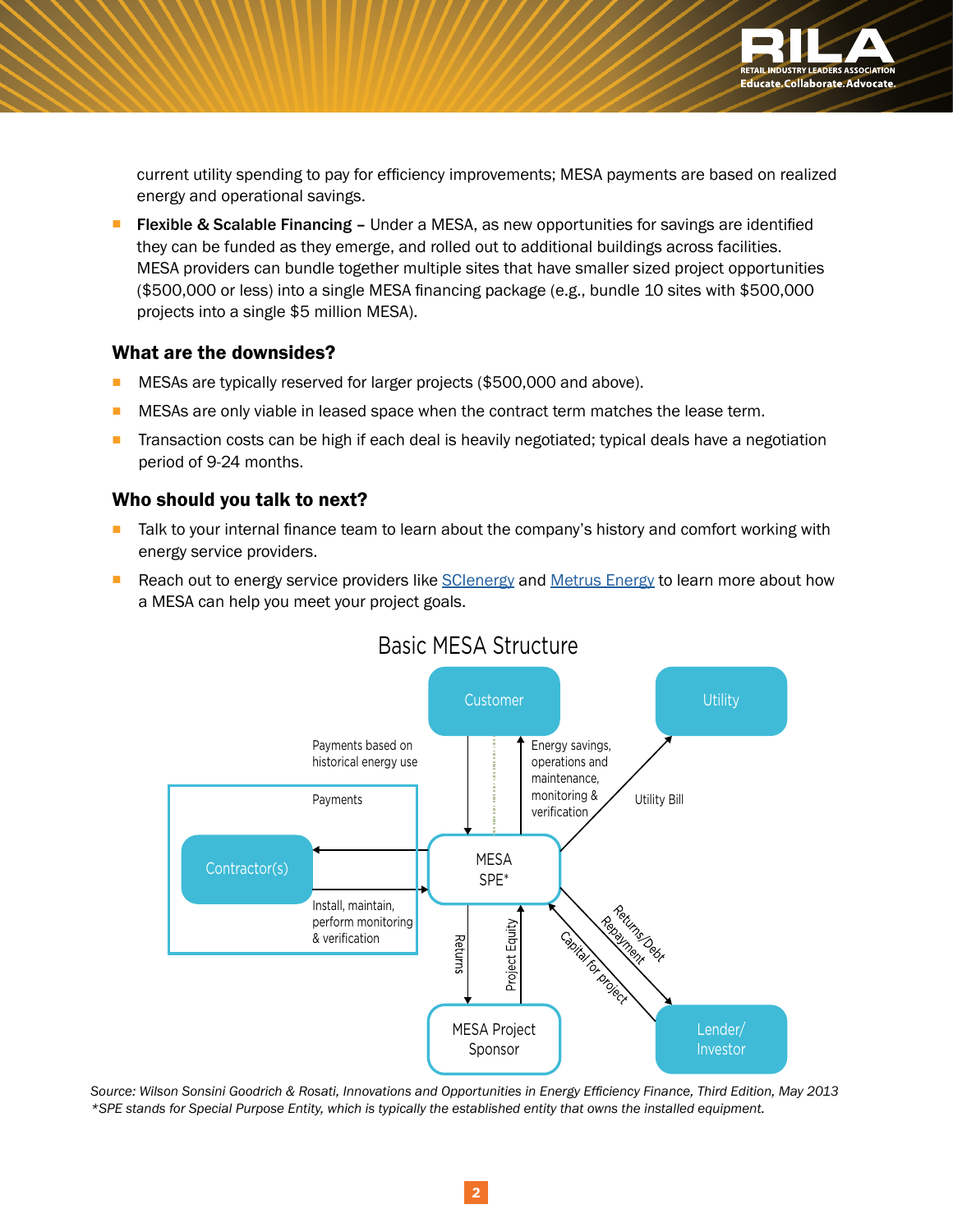current utility spending to pay for efficiency improvements; MESA payments are based on realized energy and operational savings.

- **Flexible & Scalable Financing –** Under a MESA, as new opportunities for savings are identified they can be funded as they emerge, and rolled out to additional buildings across facilities. MESA providers can bundle together multiple sites that have smaller sized project opportunities ($500,000 or less) into a single MESA financing package (e.g., bundle 10 sites with $500,000 projects into a single $5 million MESA).

### What are the downsides?

- MESAs are typically reserved for larger projects ($500,000 and above).
- MESAs are only viable in leased space when the contract term matches the lease term.
- Transaction costs can be high if each deal is heavily negotiated; typical deals have a negotiation period of 9-24 months.

### Who should you talk to next?

- Talk to your internal finance team to learn about the company's history and comfort working with energy service providers.
- Reach out to energy service providers like SClenergy and Metrus Energy to learn more about how a MESA can help you meet your project goals.

Basic MESA Structure

Customer — Utility — Contractor(s) — MESA SPE* — MESA Project Sponsor — Lender/Investor

- Customer → MESA SPE*: Payments based on historical energy use
- MESA SPE* → Customer: Energy savings, operations and maintenance, monitoring & verification
- MESA SPE* → Utility: Utility Bill
- MESA SPE* → Contractor(s): Payments
- Contractor(s) → MESA SPE*: Install, maintain, perform monitoring & verification
- MESA SPE* → MESA Project Sponsor: Returns
- MESA Project Sponsor → MESA SPE*: Project Equity
- MESA SPE* → Lender/Investor: Returns/Debt Repayment
- Lender/Investor → MESA SPE*: Capital for project

*Source: Wilson Sonsini Goodrich & Rosati, Innovations and Opportunities in Energy Efficiency Finance, Third Edition, May 2013*
*\*SPE stands for Special Purpose Entity, which is typically the established entity that owns the installed equipment.*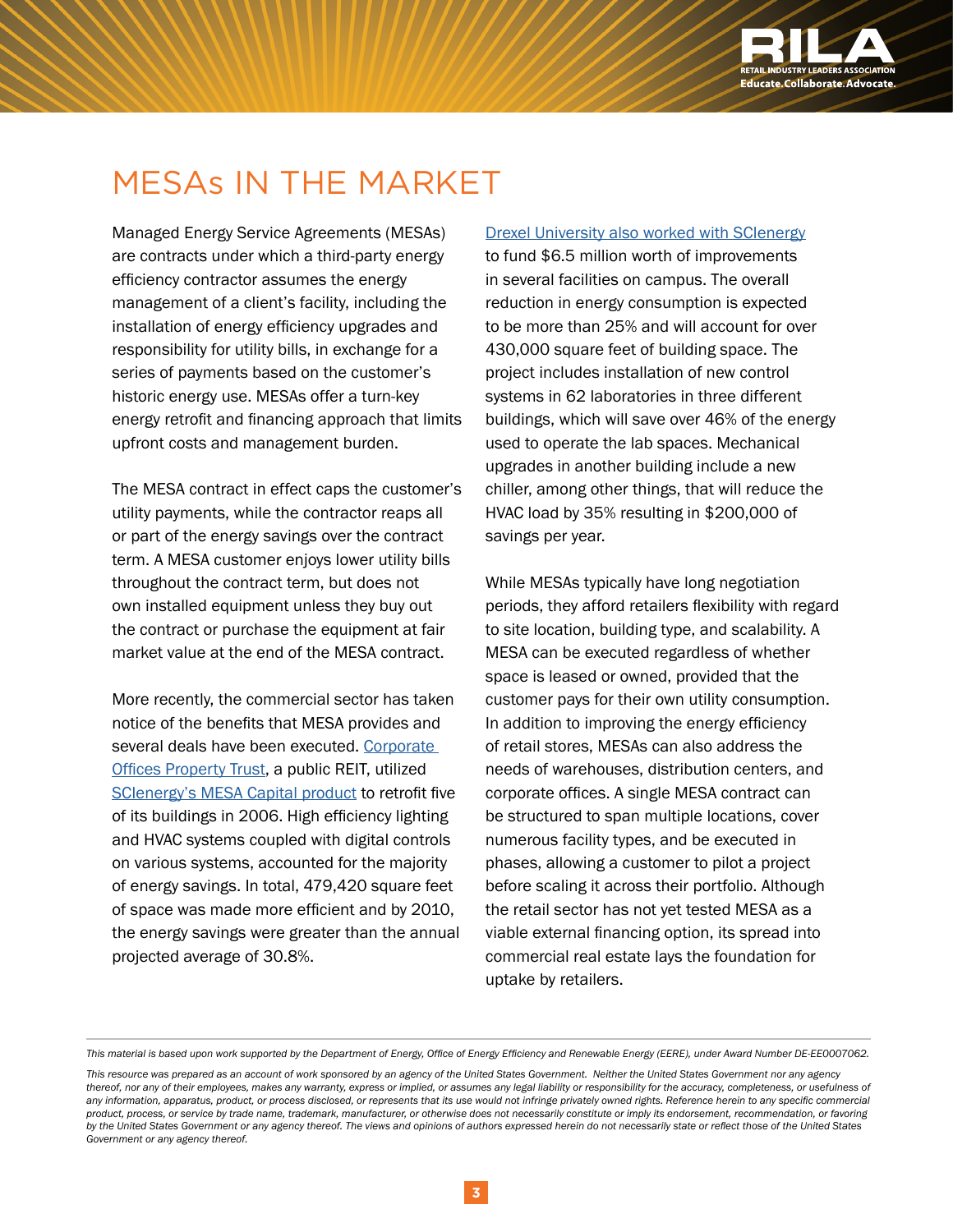# MESAs IN THE MARKET

Managed Energy Service Agreements (MESAs) are contracts under which a third-party energy efficiency contractor assumes the energy management of a client's facility, including the installation of energy efficiency upgrades and responsibility for utility bills, in exchange for a series of payments based on the customer's historic energy use. MESAs offer a turn-key energy retrofit and financing approach that limits upfront costs and management burden.

The MESA contract in effect caps the customer's utility payments, while the contractor reaps all or part of the energy savings over the contract term. A MESA customer enjoys lower utility bills throughout the contract term, but does not own installed equipment unless they buy out the contract or purchase the equipment at fair market value at the end of the MESA contract.

More recently, the commercial sector has taken notice of the benefits that MESA provides and several deals have been executed. Corporate Offices Property Trust, a public REIT, utilized SCIenergy's MESA Capital product to retrofit five of its buildings in 2006. High efficiency lighting and HVAC systems coupled with digital controls on various systems, accounted for the majority of energy savings. In total, 479,420 square feet of space was made more efficient and by 2010, the energy savings were greater than the annual projected average of 30.8%.

Drexel University also worked with SCIenergy to fund $6.5 million worth of improvements in several facilities on campus. The overall reduction in energy consumption is expected to be more than 25% and will account for over 430,000 square feet of building space. The project includes installation of new control systems in 62 laboratories in three different buildings, which will save over 46% of the energy used to operate the lab spaces. Mechanical upgrades in another building include a new chiller, among other things, that will reduce the HVAC load by 35% resulting in $200,000 of savings per year.

While MESAs typically have long negotiation periods, they afford retailers flexibility with regard to site location, building type, and scalability. A MESA can be executed regardless of whether space is leased or owned, provided that the customer pays for their own utility consumption. In addition to improving the energy efficiency of retail stores, MESAs can also address the needs of warehouses, distribution centers, and corporate offices. A single MESA contract can be structured to span multiple locations, cover numerous facility types, and be executed in phases, allowing a customer to pilot a project before scaling it across their portfolio. Although the retail sector has not yet tested MESA as a viable external financing option, its spread into commercial real estate lays the foundation for uptake by retailers.

---

*This material is based upon work supported by the Department of Energy, Office of Energy Efficiency and Renewable Energy (EERE), under Award Number DE-EE0007062.*

*This resource was prepared as an account of work sponsored by an agency of the United States Government. Neither the United States Government nor any agency thereof, nor any of their employees, makes any warranty, express or implied, or assumes any legal liability or responsibility for the accuracy, completeness, or usefulness of any information, apparatus, product, or process disclosed, or represents that its use would not infringe privately owned rights. Reference herein to any specific commercial product, process, or service by trade name, trademark, manufacturer, or otherwise does not necessarily constitute or imply its endorsement, recommendation, or favoring by the United States Government or any agency thereof. The views and opinions of authors expressed herein do not necessarily state or reflect those of the United States Government or any agency thereof.*